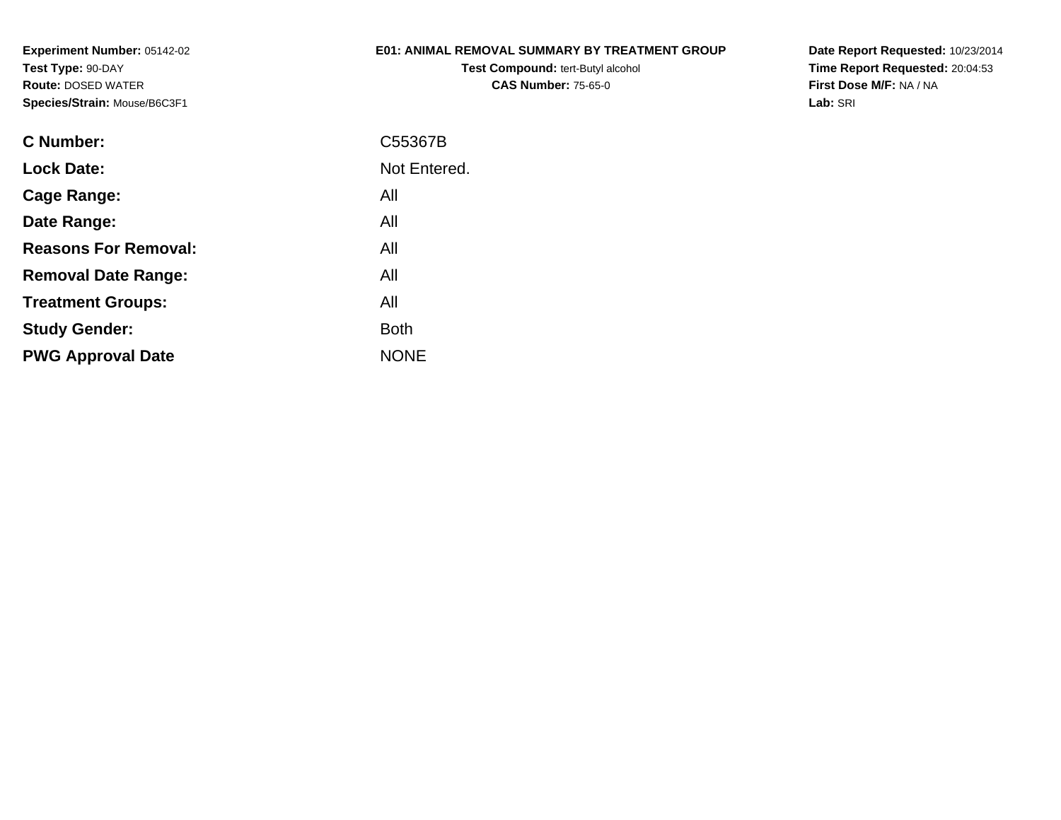**Experiment Number:** 05142-02
**Test Type:** 90-DAY
**Route:** DOSED WATER
**Species/Strain:** Mouse/B6C3F1

**E01: ANIMAL REMOVAL SUMMARY BY TREATMENT GROUP**
**Test Compound:** tert-Butyl alcohol
**CAS Number:** 75-65-0

**Date Report Requested:** 10/23/2014
**Time Report Requested:** 20:04:53
**First Dose M/F:** NA / NA
**Lab:** SRI

| | |
|---|---|
| **C Number:** | C55367B |
| **Lock Date:** | Not Entered. |
| **Cage Range:** | All |
| **Date Range:** | All |
| **Reasons For Removal:** | All |
| **Removal Date Range:** | All |
| **Treatment Groups:** | All |
| **Study Gender:** | Both |
| **PWG Approval Date** | NONE |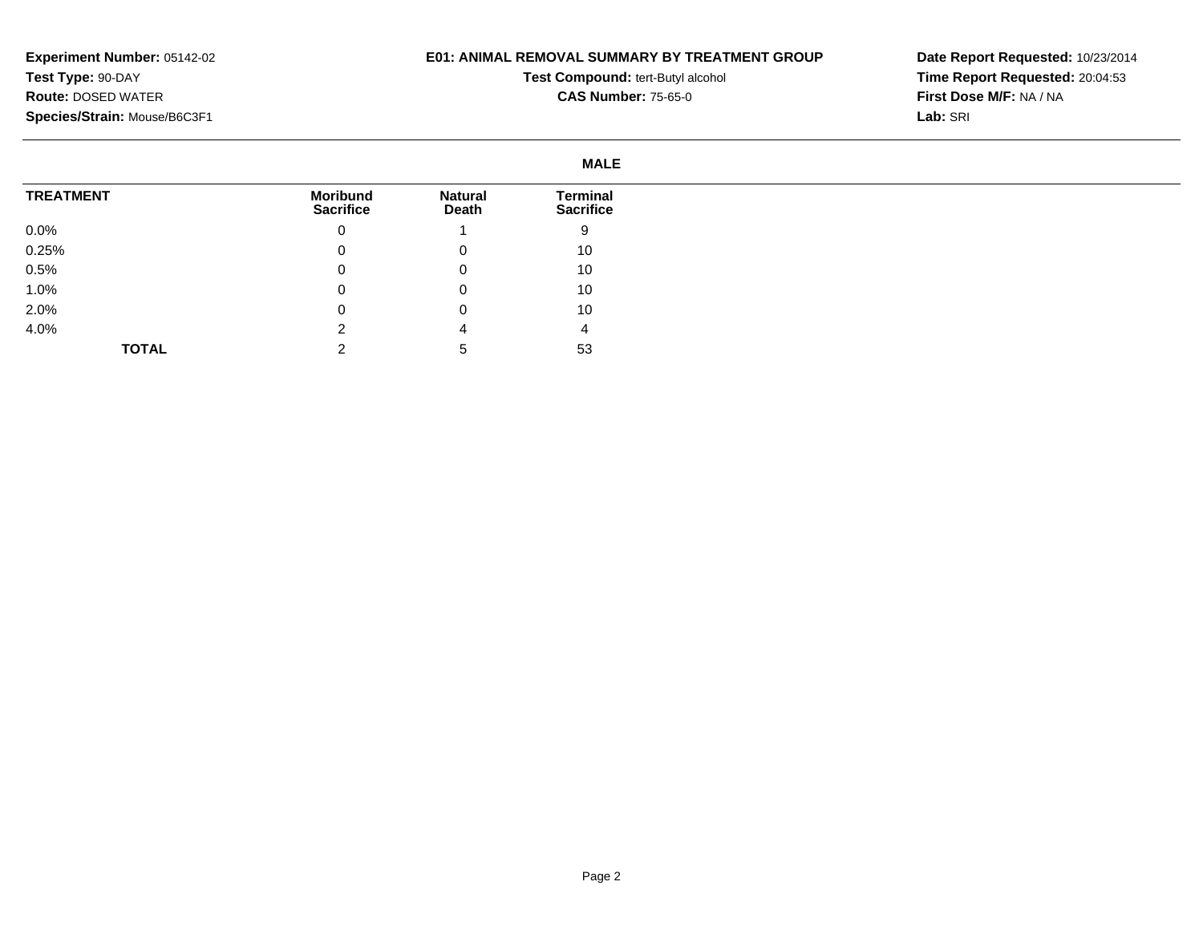**Experiment Number:** 05142-02
**Test Type:** 90-DAY
**Route:** DOSED WATER
**Species/Strain:** Mouse/B6C3F1

**E01: ANIMAL REMOVAL SUMMARY BY TREATMENT GROUP**
**Test Compound:** tert-Butyl alcohol
**CAS Number:** 75-65-0

**Date Report Requested:** 10/23/2014
**Time Report Requested:** 20:04:53
**First Dose M/F:** NA / NA
**Lab:** SRI

**MALE**

| TREATMENT | Moribund Sacrifice | Natural Death | Terminal Sacrifice |
|---|---|---|---|
| 0.0% | 0 | 1 | 9 |
| 0.25% | 0 | 0 | 10 |
| 0.5% | 0 | 0 | 10 |
| 1.0% | 0 | 0 | 10 |
| 2.0% | 0 | 0 | 10 |
| 4.0% | 2 | 4 | 4 |
| **TOTAL** | 2 | 5 | 53 |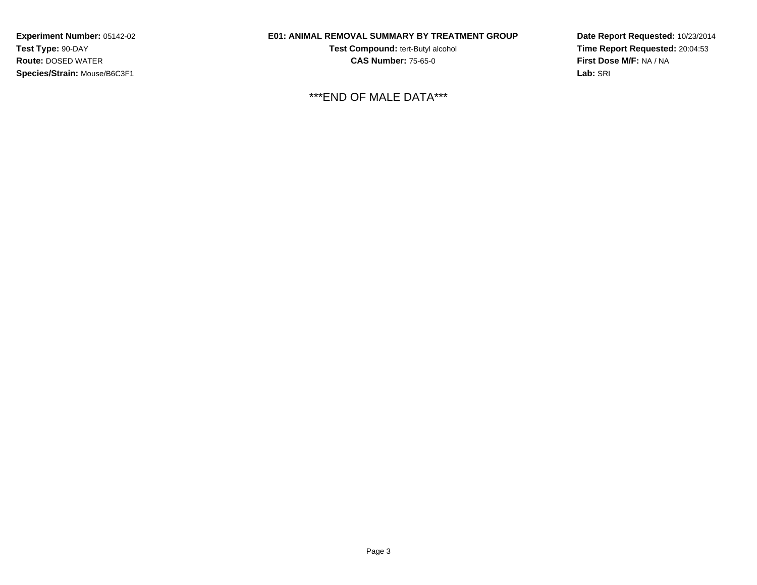**Experiment Number:** 05142-02
**Test Type:** 90-DAY
**Route:** DOSED WATER
**Species/Strain:** Mouse/B6C3F1

**E01: ANIMAL REMOVAL SUMMARY BY TREATMENT GROUP**
**Test Compound:** tert-Butyl alcohol
**CAS Number:** 75-65-0

**Date Report Requested:** 10/23/2014
**Time Report Requested:** 20:04:53
**First Dose M/F:** NA / NA
**Lab:** SRI

\*\*\*END OF MALE DATA\*\*\*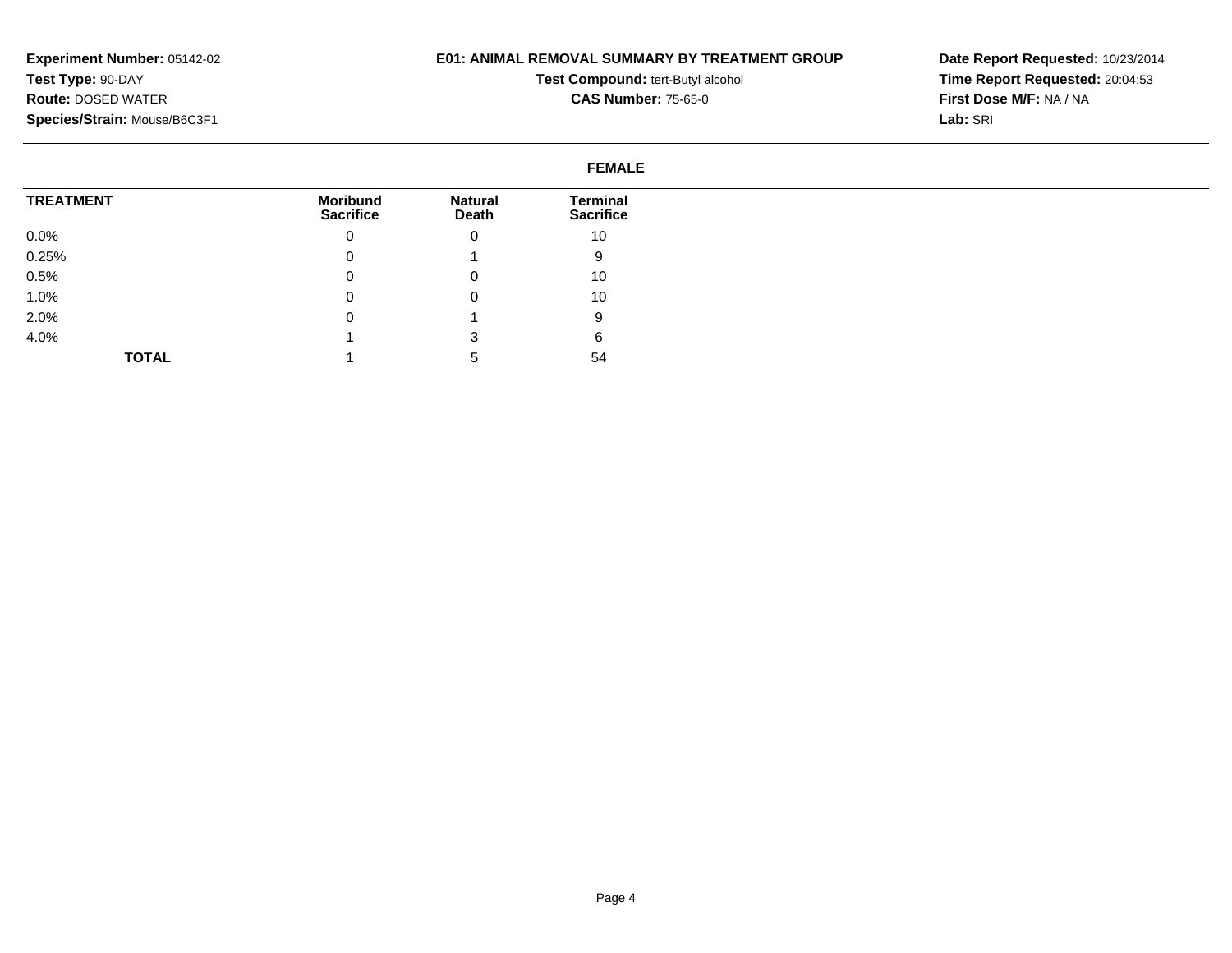**Experiment Number:** 05142-02
**Test Type:** 90-DAY
**Route:** DOSED WATER
**Species/Strain:** Mouse/B6C3F1

**E01: ANIMAL REMOVAL SUMMARY BY TREATMENT GROUP**
**Test Compound:** tert-Butyl alcohol
**CAS Number:** 75-65-0

**Date Report Requested:** 10/23/2014
**Time Report Requested:** 20:04:53
**First Dose M/F:** NA / NA
**Lab:** SRI

**FEMALE**

| TREATMENT | Moribund Sacrifice | Natural Death | Terminal Sacrifice |
|---|---|---|---|
| 0.0% | 0 | 0 | 10 |
| 0.25% | 0 | 1 | 9 |
| 0.5% | 0 | 0 | 10 |
| 1.0% | 0 | 0 | 10 |
| 2.0% | 0 | 1 | 9 |
| 4.0% | 1 | 3 | 6 |
| **TOTAL** | 1 | 5 | 54 |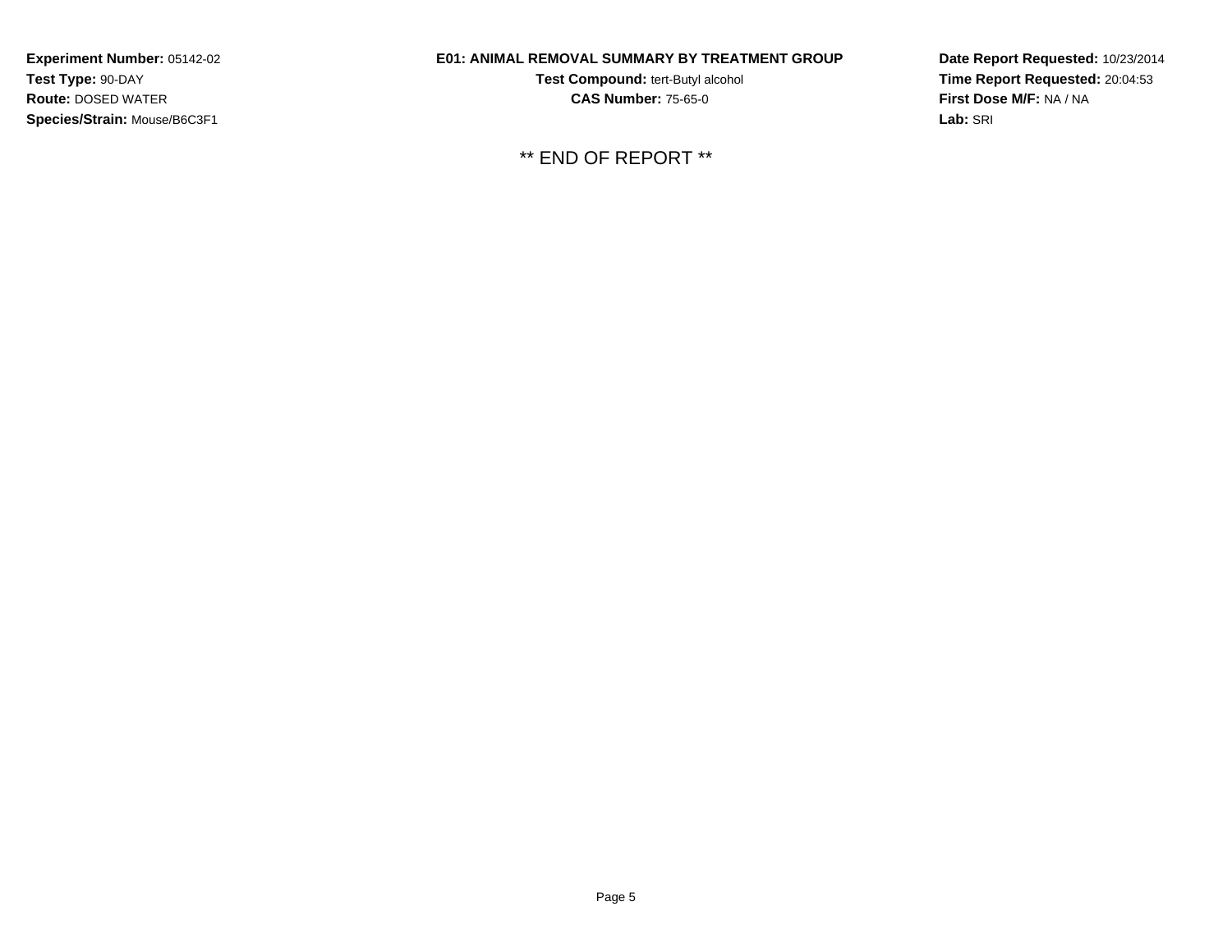**Experiment Number:** 05142-02
**Test Type:** 90-DAY
**Route:** DOSED WATER
**Species/Strain:** Mouse/B6C3F1

**E01: ANIMAL REMOVAL SUMMARY BY TREATMENT GROUP**
**Test Compound:** tert-Butyl alcohol
**CAS Number:** 75-65-0

**Date Report Requested:** 10/23/2014
**Time Report Requested:** 20:04:53
**First Dose M/F:** NA / NA
**Lab:** SRI

** END OF REPORT **